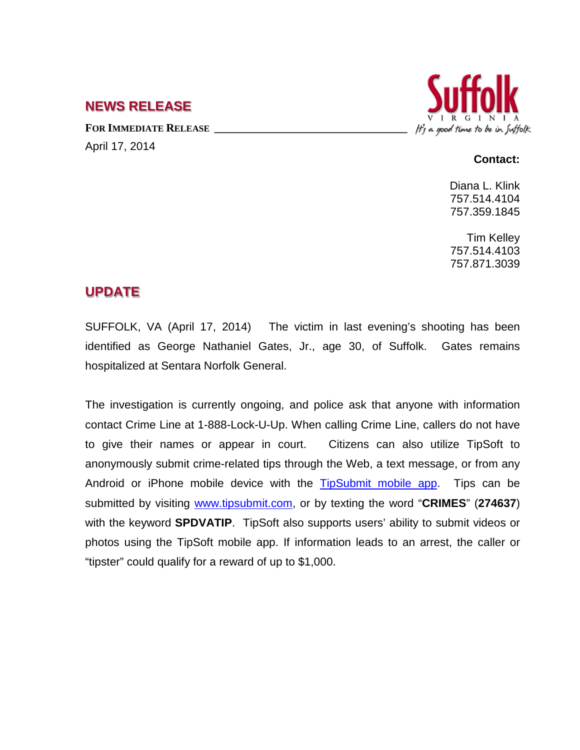## NEWS RELEASE

Suffolk
VIRGINIA
It's a good time to be in Suffolk

**FOR IMMEDIATE RELEASE**

April 17, 2014

**Contact:**

Diana L. Klink
757.514.4104
757.359.1845

Tim Kelley
757.514.4103
757.871.3039

## UPDATE

SUFFOLK, VA (April 17, 2014) The victim in last evening's shooting has been identified as George Nathaniel Gates, Jr., age 30, of Suffolk. Gates remains hospitalized at Sentara Norfolk General.

The investigation is currently ongoing, and police ask that anyone with information contact Crime Line at 1-888-Lock-U-Up. When calling Crime Line, callers do not have to give their names or appear in court. Citizens can also utilize TipSoft to anonymously submit crime-related tips through the Web, a text message, or from any Android or iPhone mobile device with the TipSubmit mobile app. Tips can be submitted by visiting www.tipsubmit.com, or by texting the word "**CRIMES**" (**274637**) with the keyword **SPDVATIP**. TipSoft also supports users' ability to submit videos or photos using the TipSoft mobile app. If information leads to an arrest, the caller or "tipster" could qualify for a reward of up to $1,000.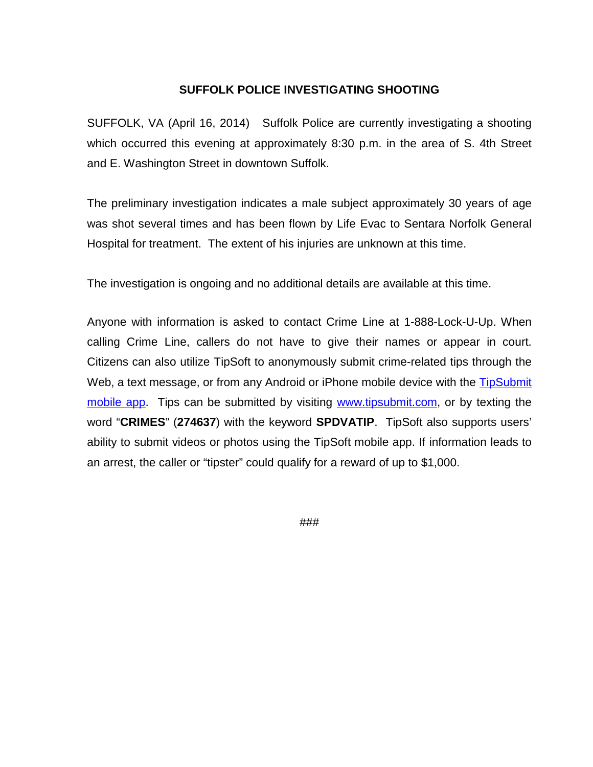# SUFFOLK POLICE INVESTIGATING SHOOTING

SUFFOLK, VA (April 16, 2014) Suffolk Police are currently investigating a shooting which occurred this evening at approximately 8:30 p.m. in the area of S. 4th Street and E. Washington Street in downtown Suffolk.

The preliminary investigation indicates a male subject approximately 30 years of age was shot several times and has been flown by Life Evac to Sentara Norfolk General Hospital for treatment. The extent of his injuries are unknown at this time.

The investigation is ongoing and no additional details are available at this time.

Anyone with information is asked to contact Crime Line at 1-888-Lock-U-Up. When calling Crime Line, callers do not have to give their names or appear in court. Citizens can also utilize TipSoft to anonymously submit crime-related tips through the Web, a text message, or from any Android or iPhone mobile device with the TipSubmit mobile app. Tips can be submitted by visiting www.tipsubmit.com, or by texting the word "**CRIMES**" (**274637**) with the keyword **SPDVATIP**. TipSoft also supports users' ability to submit videos or photos using the TipSoft mobile app. If information leads to an arrest, the caller or "tipster" could qualify for a reward of up to $1,000.

###